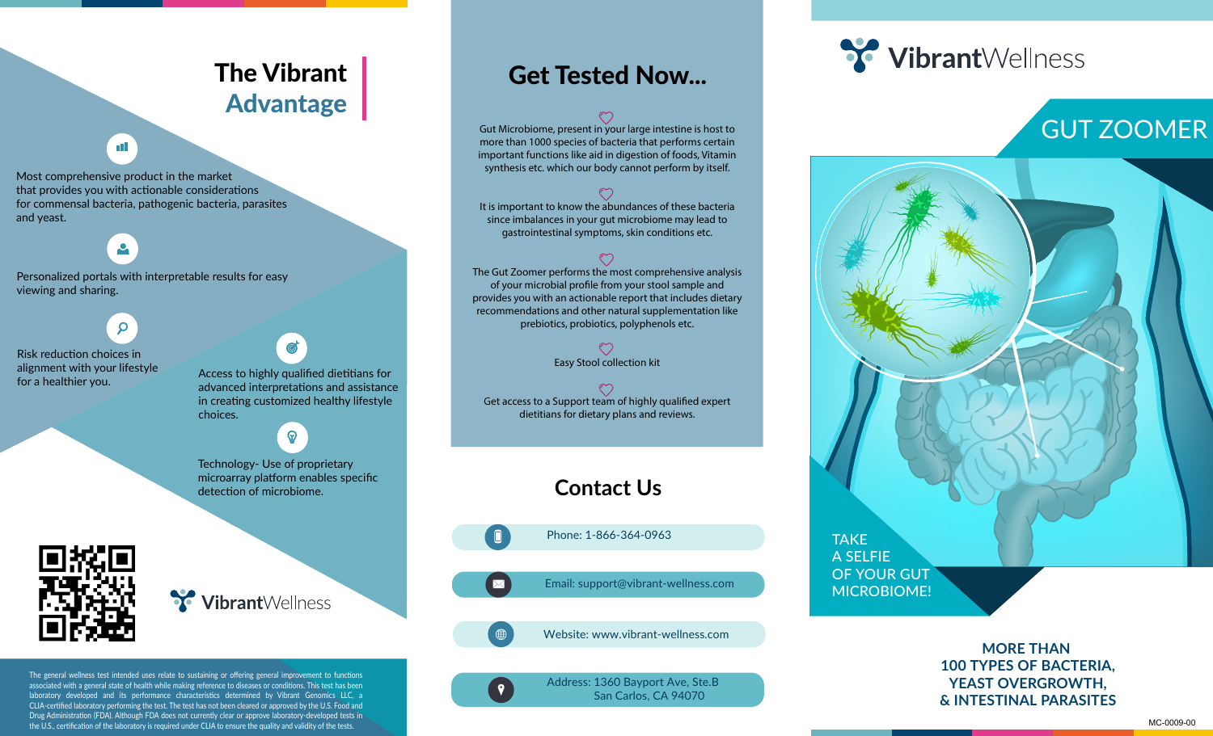## The Vibrant Advantage

Most comprehensive product in the market that provides you with actionable considerations for commensal bacteria, pathogenic bacteria, parasites and yeast.

Personalized portals with interpretable results for easy viewing and sharing.

Risk reduction choices in alignment with your lifestyle for a healthier you.

Access to highly qualified dietitians for advanced interpretations and assistance in creating customized healthy lifestyle choices.

Technology- Use of proprietary microarray platform enables specific detection of microbiome.

VibrantWellness

The general wellness test intended uses relate to sustaining or offering general improvement to functions associated with a general state of health while making reference to diseases or conditions. This test has been laboratory developed and its performance characteristics determined by Vibrant Genomics LLC, a CLIA-certified laboratory performing the test. The test has not been cleared or approved by the U.S. Food and Drug Administration (FDA). Although FDA does not currently clear or approve laboratory-developed tests in the U.S., certification of the laboratory is required under CLIA to ensure the quality and validity of the tests.

## Get Tested Now...

Gut Microbiome, present in your large intestine is host to more than 1000 species of bacteria that performs certain important functions like aid in digestion of foods, Vitamin synthesis etc. which our body cannot perform by itself.

It is important to know the abundances of these bacteria since imbalances in your gut microbiome may lead to gastrointestinal symptoms, skin conditions etc.

The Gut Zoomer performs the most comprehensive analysis of your microbial profile from your stool sample and provides you with an actionable report that includes dietary recommendations and other natural supplementation like prebiotics, probiotics, polyphenols etc.

Easy Stool collection kit

Get access to a Support team of highly qualified expert dietitians for dietary plans and reviews.

## Contact Us

Phone: 1-866-364-0963

Email: support@vibrant-wellness.com

Website: www.vibrant-wellness.com

Address: 1360 Bayport Ave, Ste.B
San Carlos, CA 94070

# VibrantWellness

## GUT ZOOMER

TAKE A SELFIE OF YOUR GUT MICROBIOME!

**MORE THAN 100 TYPES OF BACTERIA, YEAST OVERGROWTH, & INTESTINAL PARASITES**

MC-0009-00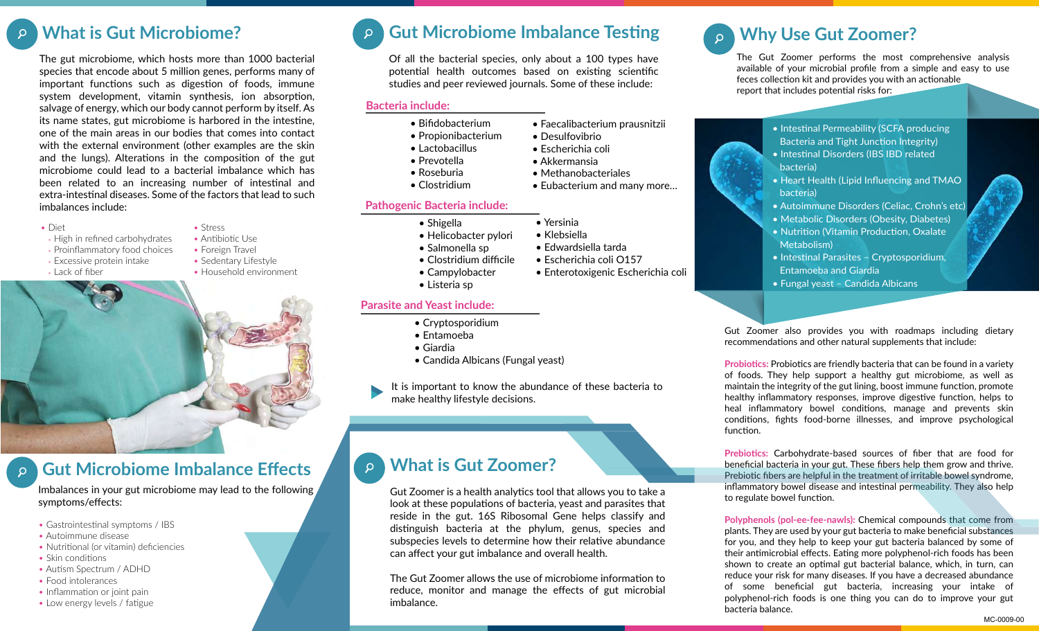## What is Gut Microbiome?

The gut microbiome, which hosts more than 1000 bacterial species that encode about 5 million genes, performs many of important functions such as digestion of foods, immune system development, vitamin synthesis, ion absorption, salvage of energy, which our body cannot perform by itself. As its name states, gut microbiome is harbored in the intestine, one of the main areas in our bodies that comes into contact with the external environment (other examples are the skin and the lungs). Alterations in the composition of the gut microbiome could lead to a bacterial imbalance which has been related to an increasing number of intestinal and extra-intestinal diseases. Some of the factors that lead to such imbalances include:

- Diet
  - High in refined carbohydrates
  - Proinflammatory food choices
  - Excessive protein intake
  - Lack of fiber
- Stress
- Antibiotic Use
- Foreign Travel
- Sedentary Lifestyle
- Household environment

## Gut Microbiome Imbalance Effects

Imbalances in your gut microbiome may lead to the following symptoms/effects:

- Gastrointestinal symptoms / IBS
- Autoimmune disease
- Nutritional (or vitamin) deficiencies
- Skin conditions
- Autism Spectrum / ADHD
- Food intolerances
- Inflammation or joint pain
- Low energy levels / fatigue

## Gut Microbiome Imbalance Testing

Of all the bacterial species, only about a 100 types have potential health outcomes based on existing scientific studies and peer reviewed journals. Some of these include:

### Bacteria include:

- Bifidobacterium
- Propionibacterium
- Lactobacillus
- Prevotella
- Roseburia
- Clostridium
- Faecalibacterium prausnitzii
- Desulfovibrio
- Escherichia coli
- Akkermansia
- Methanobacteriales
- Eubacterium and many more...

### Pathogenic Bacteria include:

- Shigella
- Helicobacter pylori
- Salmonella sp
- Clostridium difficile
- Campylobacter
- Listeria sp
- Yersinia
- Klebsiella
- Edwardsiella tarda
- Escherichia coli O157
- Enterotoxigenic Escherichia coli

### Parasite and Yeast include:

- Cryptosporidium
- Entamoeba
- Giardia
- Candida Albicans (Fungal yeast)

It is important to know the abundance of these bacteria to make healthy lifestyle decisions.

## What is Gut Zoomer?

Gut Zoomer is a health analytics tool that allows you to take a look at these populations of bacteria, yeast and parasites that reside in the gut. 16S Ribosomal Gene helps classify and distinguish bacteria at the phylum, genus, species and subspecies levels to determine how their relative abundance can affect your gut imbalance and overall health.

The Gut Zoomer allows the use of microbiome information to reduce, monitor and manage the effects of gut microbial imbalance.

## Why Use Gut Zoomer?

The Gut Zoomer performs the most comprehensive analysis available of your microbial profile from a simple and easy to use feces collection kit and provides you with an actionable report that includes potential risks for:

- Intestinal Permeability (SCFA producing Bacteria and Tight Junction Integrity)
- Intestinal Disorders (IBS IBD related bacteria)
- Heart Health (Lipid Influencing and TMAO bacteria)
- Autoimmune Disorders (Celiac, Crohn's etc)
- Metabolic Disorders (Obesity, Diabetes)
- Nutrition (Vitamin Production, Oxalate Metabolism)
- Intestinal Parasites – Cryptosporidium, Entamoeba and Giardia
- Fungal yeast – Candida Albicans

Gut Zoomer also provides you with roadmaps including dietary recommendations and other natural supplements that include:

**Probiotics:** Probiotics are friendly bacteria that can be found in a variety of foods. They help support a healthy gut microbiome, as well as maintain the integrity of the gut lining, boost immune function, promote healthy inflammatory responses, improve digestive function, helps to heal inflammatory bowel conditions, manage and prevents skin conditions, fights food-borne illnesses, and improve psychological function.

**Prebiotics:** Carbohydrate-based sources of fiber that are food for beneficial bacteria in your gut. These fibers help them grow and thrive. Prebiotic fibers are helpful in the treatment of irritable bowel syndrome, inflammatory bowel disease and intestinal permeability. They also help to regulate bowel function.

**Polyphenols (pol-ee-fee-nawls):** Chemical compounds that come from plants. They are used by your gut bacteria to make beneficial substances for you, and they help to keep your gut bacteria balanced by some of their antimicrobial effects. Eating more polyphenol-rich foods has been shown to create an optimal gut bacterial balance, which, in turn, can reduce your risk for many diseases. If you have a decreased abundance of some beneficial gut bacteria, increasing your intake of polyphenol-rich foods is one thing you can do to improve your gut bacteria balance.

MC-0009-00